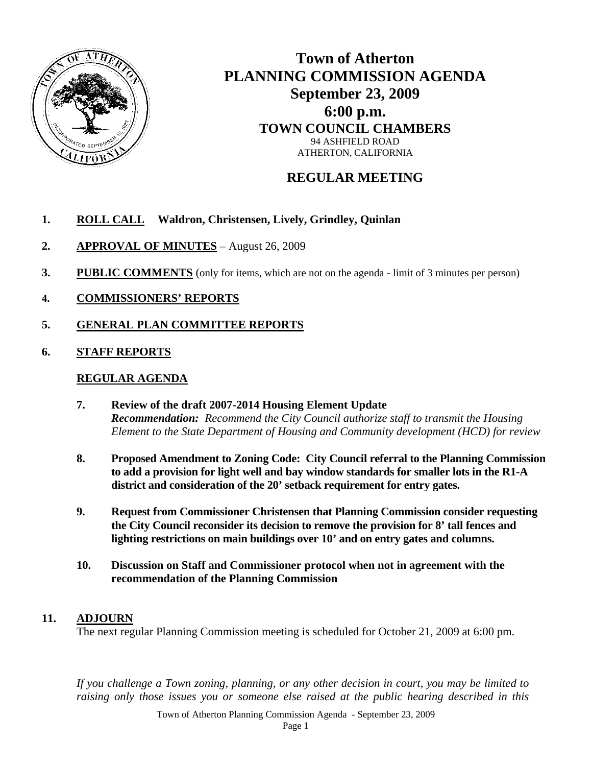# Town of Atherton
# PLANNING COMMISSION AGENDA
## September 23, 2009
## 6:00 p.m.
### TOWN COUNCIL CHAMBERS

94 ASHFIELD ROAD
ATHERTON, CALIFORNIA

## REGULAR MEETING

1. **ROLL CALL** **Waldron, Christensen, Lively, Grindley, Quinlan**

2. **APPROVAL OF MINUTES** – August 26, 2009

3. **PUBLIC COMMENTS** (only for items, which are not on the agenda - limit of 3 minutes per person)

4. **COMMISSIONERS' REPORTS**

5. **GENERAL PLAN COMMITTEE REPORTS**

6. **STAFF REPORTS**

### REGULAR AGENDA

7. **Review of the draft 2007-2014 Housing Element Update**
   ***Recommendation:*** *Recommend the City Council authorize staff to transmit the Housing Element to the State Department of Housing and Community development (HCD) for review*

8. **Proposed Amendment to Zoning Code: City Council referral to the Planning Commission to add a provision for light well and bay window standards for smaller lots in the R1-A district and consideration of the 20' setback requirement for entry gates.**

9. **Request from Commissioner Christensen that Planning Commission consider requesting the City Council reconsider its decision to remove the provision for 8' tall fences and lighting restrictions on main buildings over 10' and on entry gates and columns.**

10. **Discussion on Staff and Commissioner protocol when not in agreement with the recommendation of the Planning Commission**

11. **ADJOURN**
    The next regular Planning Commission meeting is scheduled for October 21, 2009 at 6:00 pm.

*If you challenge a Town zoning, planning, or any other decision in court, you may be limited to raising only those issues you or someone else raised at the public hearing described in this*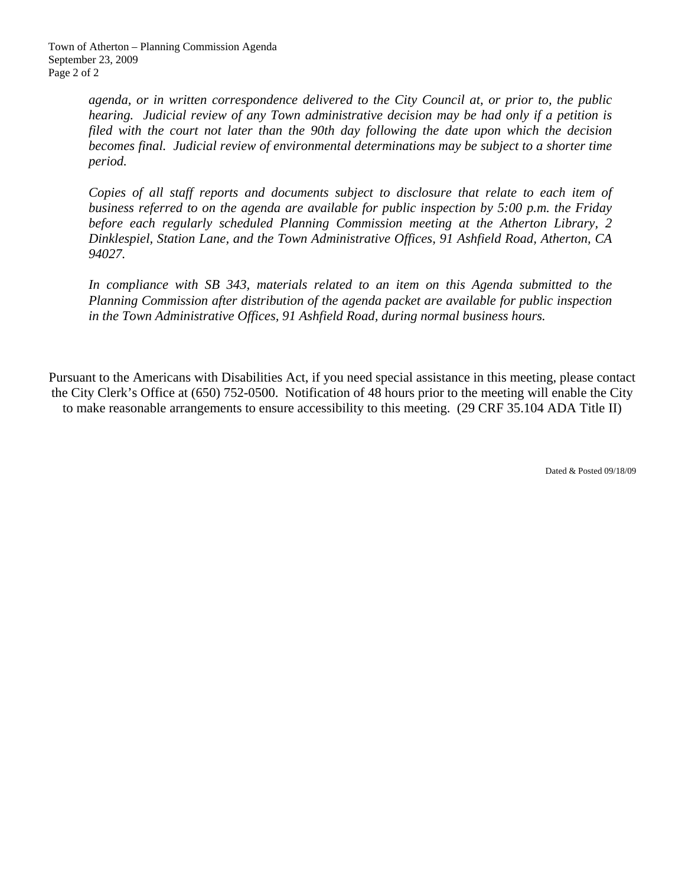*agenda, or in written correspondence delivered to the City Council at, or prior to, the public hearing. Judicial review of any Town administrative decision may be had only if a petition is filed with the court not later than the 90th day following the date upon which the decision becomes final. Judicial review of environmental determinations may be subject to a shorter time period.*

*Copies of all staff reports and documents subject to disclosure that relate to each item of business referred to on the agenda are available for public inspection by 5:00 p.m. the Friday before each regularly scheduled Planning Commission meeting at the Atherton Library, 2 Dinklespiel, Station Lane, and the Town Administrative Offices, 91 Ashfield Road, Atherton, CA 94027.*

*In compliance with SB 343, materials related to an item on this Agenda submitted to the Planning Commission after distribution of the agenda packet are available for public inspection in the Town Administrative Offices, 91 Ashfield Road, during normal business hours.*

Pursuant to the Americans with Disabilities Act, if you need special assistance in this meeting, please contact the City Clerk's Office at (650) 752-0500. Notification of 48 hours prior to the meeting will enable the City to make reasonable arrangements to ensure accessibility to this meeting. (29 CRF 35.104 ADA Title II)

Dated & Posted 09/18/09